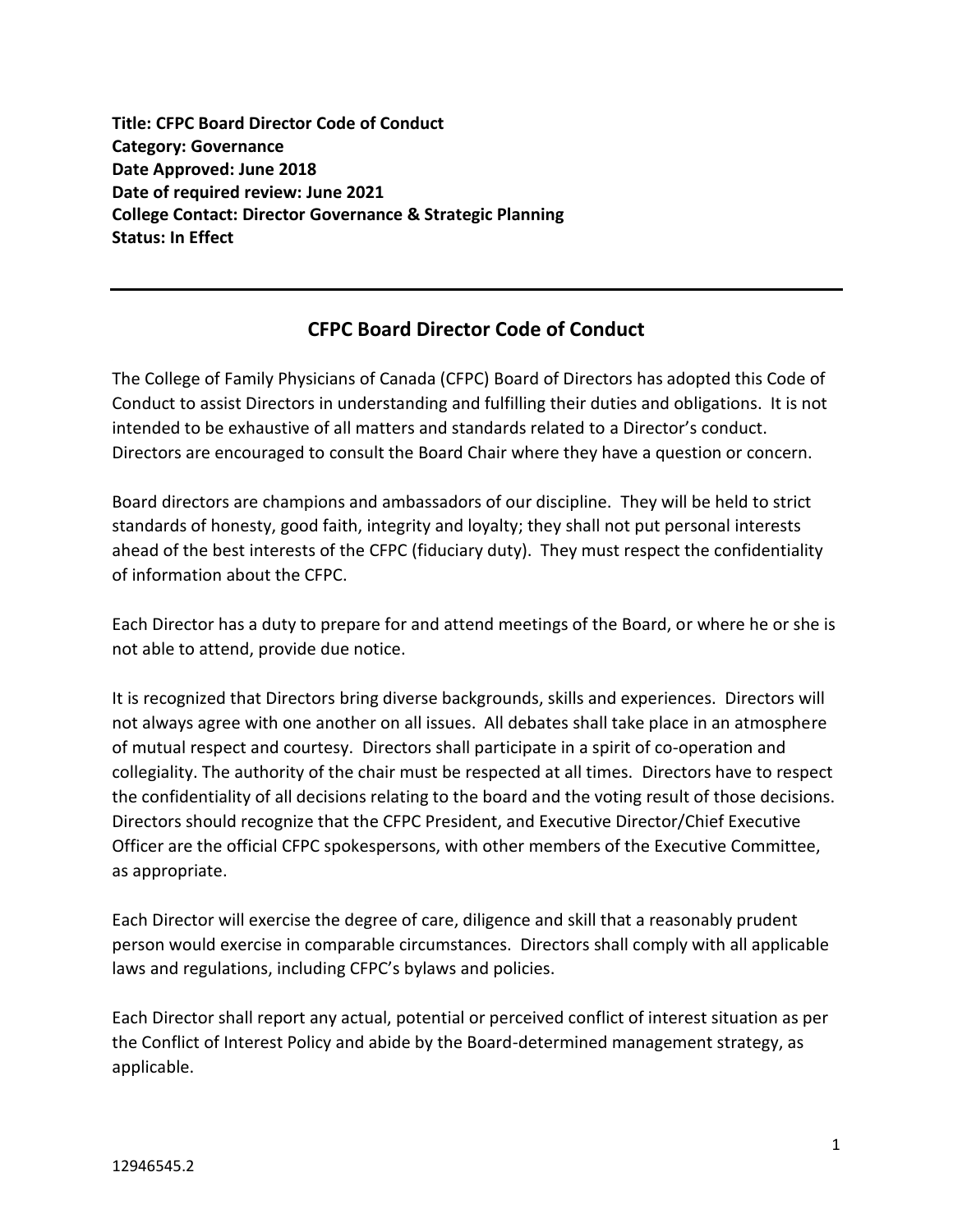**Title: CFPC Board Director Code of Conduct**
**Category: Governance**
**Date Approved: June 2018**
**Date of required review: June 2021**
**College Contact: Director Governance & Strategic Planning**
**Status: In Effect**

---

## CFPC Board Director Code of Conduct

The College of Family Physicians of Canada (CFPC) Board of Directors has adopted this Code of Conduct to assist Directors in understanding and fulfilling their duties and obligations. It is not intended to be exhaustive of all matters and standards related to a Director's conduct. Directors are encouraged to consult the Board Chair where they have a question or concern.

Board directors are champions and ambassadors of our discipline. They will be held to strict standards of honesty, good faith, integrity and loyalty; they shall not put personal interests ahead of the best interests of the CFPC (fiduciary duty). They must respect the confidentiality of information about the CFPC.

Each Director has a duty to prepare for and attend meetings of the Board, or where he or she is not able to attend, provide due notice.

It is recognized that Directors bring diverse backgrounds, skills and experiences. Directors will not always agree with one another on all issues. All debates shall take place in an atmosphere of mutual respect and courtesy. Directors shall participate in a spirit of co-operation and collegiality. The authority of the chair must be respected at all times. Directors have to respect the confidentiality of all decisions relating to the board and the voting result of those decisions. Directors should recognize that the CFPC President, and Executive Director/Chief Executive Officer are the official CFPC spokespersons, with other members of the Executive Committee, as appropriate.

Each Director will exercise the degree of care, diligence and skill that a reasonably prudent person would exercise in comparable circumstances. Directors shall comply with all applicable laws and regulations, including CFPC's bylaws and policies.

Each Director shall report any actual, potential or perceived conflict of interest situation as per the Conflict of Interest Policy and abide by the Board-determined management strategy, as applicable.

12946545.2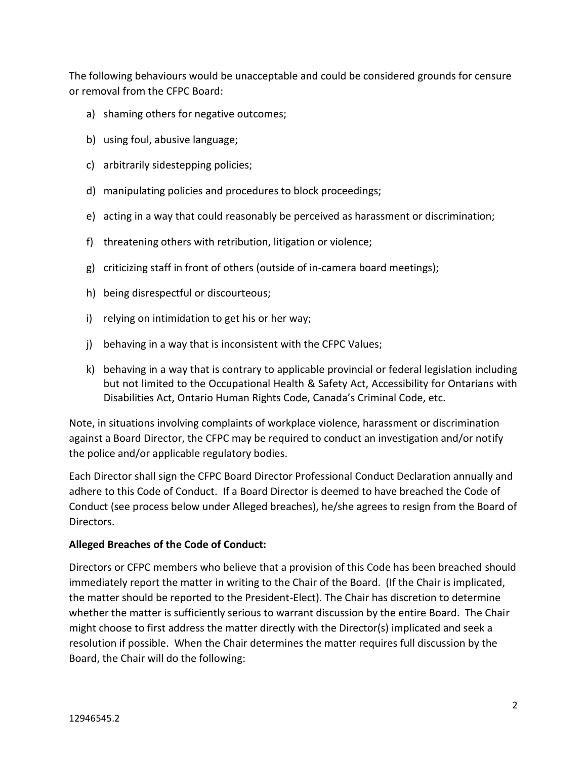The following behaviours would be unacceptable and could be considered grounds for censure or removal from the CFPC Board:

a) shaming others for negative outcomes;

b) using foul, abusive language;

c) arbitrarily sidestepping policies;

d) manipulating policies and procedures to block proceedings;

e) acting in a way that could reasonably be perceived as harassment or discrimination;

f) threatening others with retribution, litigation or violence;

g) criticizing staff in front of others (outside of in-camera board meetings);

h) being disrespectful or discourteous;

i) relying on intimidation to get his or her way;

j) behaving in a way that is inconsistent with the CFPC Values;

k) behaving in a way that is contrary to applicable provincial or federal legislation including but not limited to the Occupational Health & Safety Act, Accessibility for Ontarians with Disabilities Act, Ontario Human Rights Code, Canada's Criminal Code, etc.

Note, in situations involving complaints of workplace violence, harassment or discrimination against a Board Director, the CFPC may be required to conduct an investigation and/or notify the police and/or applicable regulatory bodies.

Each Director shall sign the CFPC Board Director Professional Conduct Declaration annually and adhere to this Code of Conduct. If a Board Director is deemed to have breached the Code of Conduct (see process below under Alleged breaches), he/she agrees to resign from the Board of Directors.

**Alleged Breaches of the Code of Conduct:**

Directors or CFPC members who believe that a provision of this Code has been breached should immediately report the matter in writing to the Chair of the Board. (If the Chair is implicated, the matter should be reported to the President-Elect). The Chair has discretion to determine whether the matter is sufficiently serious to warrant discussion by the entire Board. The Chair might choose to first address the matter directly with the Director(s) implicated and seek a resolution if possible. When the Chair determines the matter requires full discussion by the Board, the Chair will do the following:

12946545.2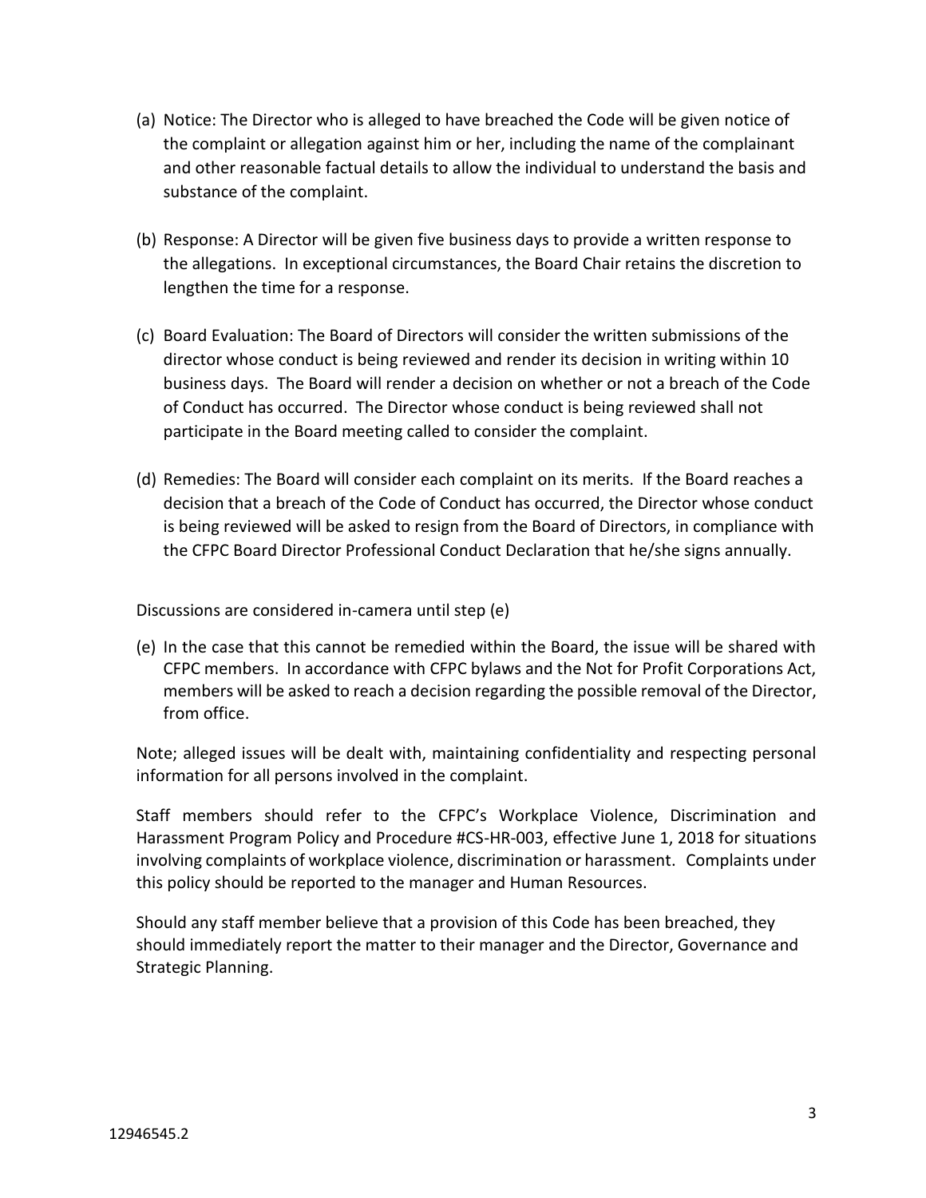(a) Notice: The Director who is alleged to have breached the Code will be given notice of the complaint or allegation against him or her, including the name of the complainant and other reasonable factual details to allow the individual to understand the basis and substance of the complaint.

(b) Response: A Director will be given five business days to provide a written response to the allegations. In exceptional circumstances, the Board Chair retains the discretion to lengthen the time for a response.

(c) Board Evaluation: The Board of Directors will consider the written submissions of the director whose conduct is being reviewed and render its decision in writing within 10 business days. The Board will render a decision on whether or not a breach of the Code of Conduct has occurred. The Director whose conduct is being reviewed shall not participate in the Board meeting called to consider the complaint.

(d) Remedies: The Board will consider each complaint on its merits. If the Board reaches a decision that a breach of the Code of Conduct has occurred, the Director whose conduct is being reviewed will be asked to resign from the Board of Directors, in compliance with the CFPC Board Director Professional Conduct Declaration that he/she signs annually.

Discussions are considered in-camera until step (e)

(e) In the case that this cannot be remedied within the Board, the issue will be shared with CFPC members. In accordance with CFPC bylaws and the Not for Profit Corporations Act, members will be asked to reach a decision regarding the possible removal of the Director, from office.

Note; alleged issues will be dealt with, maintaining confidentiality and respecting personal information for all persons involved in the complaint.

Staff members should refer to the CFPC's Workplace Violence, Discrimination and Harassment Program Policy and Procedure #CS-HR-003, effective June 1, 2018 for situations involving complaints of workplace violence, discrimination or harassment. Complaints under this policy should be reported to the manager and Human Resources.

Should any staff member believe that a provision of this Code has been breached, they should immediately report the matter to their manager and the Director, Governance and Strategic Planning.

12946545.2